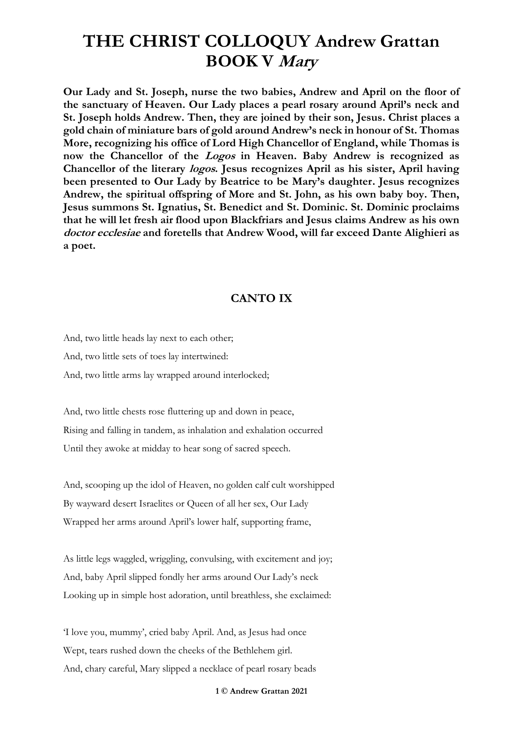# THE CHRIST COLLOQUY Andrew Grattan
# BOOK V *Mary*

**Our Lady and St. Joseph, nurse the two babies, Andrew and April on the floor of the sanctuary of Heaven. Our Lady places a pearl rosary around April's neck and St. Joseph holds Andrew. Then, they are joined by their son, Jesus. Christ places a gold chain of miniature bars of gold around Andrew's neck in honour of St. Thomas More, recognizing his office of Lord High Chancellor of England, while Thomas is now the Chancellor of the *Logos* in Heaven. Baby Andrew is recognized as Chancellor of the literary *logos*. Jesus recognizes April as his sister, April having been presented to Our Lady by Beatrice to be Mary's daughter. Jesus recognizes Andrew, the spiritual offspring of More and St. John, as his own baby boy. Then, Jesus summons St. Ignatius, St. Benedict and St. Dominic. St. Dominic proclaims that he will let fresh air flood upon Blackfriars and Jesus claims Andrew as his own *doctor ecclesiae* and foretells that Andrew Wood, will far exceed Dante Alighieri as a poet.**

## CANTO IX

And, two little heads lay next to each other;
And, two little sets of toes lay intertwined:
And, two little arms lay wrapped around interlocked;

And, two little chests rose fluttering up and down in peace,
Rising and falling in tandem, as inhalation and exhalation occurred
Until they awoke at midday to hear song of sacred speech.

And, scooping up the idol of Heaven, no golden calf cult worshipped
By wayward desert Israelites or Queen of all her sex, Our Lady
Wrapped her arms around April's lower half, supporting frame,

As little legs waggled, wriggling, convulsing, with excitement and joy;
And, baby April slipped fondly her arms around Our Lady's neck
Looking up in simple host adoration, until breathless, she exclaimed:

'I love you, mummy', cried baby April. And, as Jesus had once
Wept, tears rushed down the cheeks of the Bethlehem girl.
And, chary careful, Mary slipped a necklace of pearl rosary beads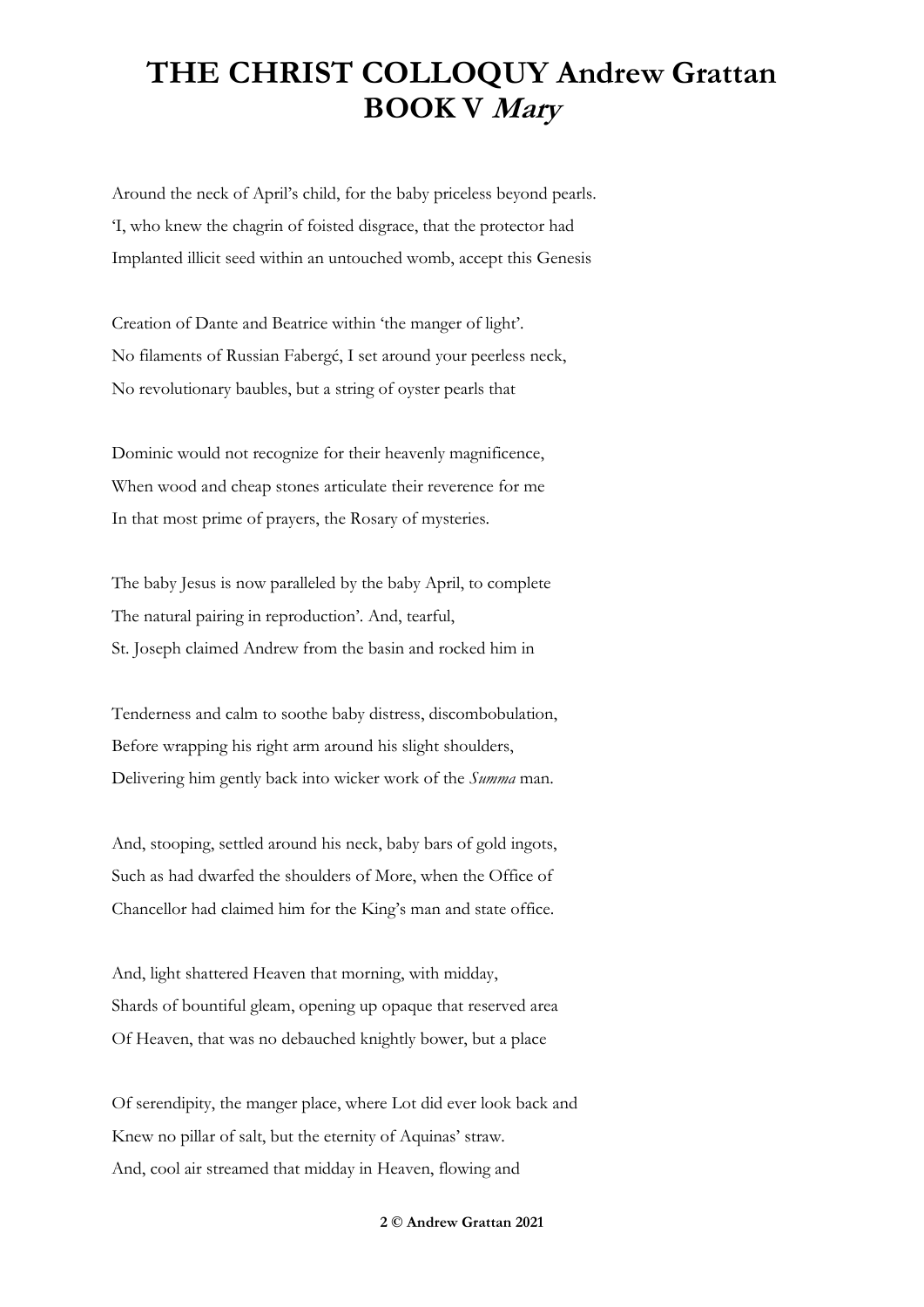# THE CHRIST COLLOQUY Andrew Grattan BOOK V *Mary*

Around the neck of April's child, for the baby priceless beyond pearls.
'I, who knew the chagrin of foisted disgrace, that the protector had
Implanted illicit seed within an untouched womb, accept this Genesis

Creation of Dante and Beatrice within 'the manger of light'.
No filaments of Russian Fabergć, I set around your peerless neck,
No revolutionary baubles, but a string of oyster pearls that

Dominic would not recognize for their heavenly magnificence,
When wood and cheap stones articulate their reverence for me
In that most prime of prayers, the Rosary of mysteries.

The baby Jesus is now paralleled by the baby April, to complete
The natural pairing in reproduction'. And, tearful,
St. Joseph claimed Andrew from the basin and rocked him in

Tenderness and calm to soothe baby distress, discombobulation,
Before wrapping his right arm around his slight shoulders,
Delivering him gently back into wicker work of the *Summa* man.

And, stooping, settled around his neck, baby bars of gold ingots,
Such as had dwarfed the shoulders of More, when the Office of
Chancellor had claimed him for the King's man and state office.

And, light shattered Heaven that morning, with midday,
Shards of bountiful gleam, opening up opaque that reserved area
Of Heaven, that was no debauched knightly bower, but a place

Of serendipity, the manger place, where Lot did ever look back and
Knew no pillar of salt, but the eternity of Aquinas' straw.
And, cool air streamed that midday in Heaven, flowing and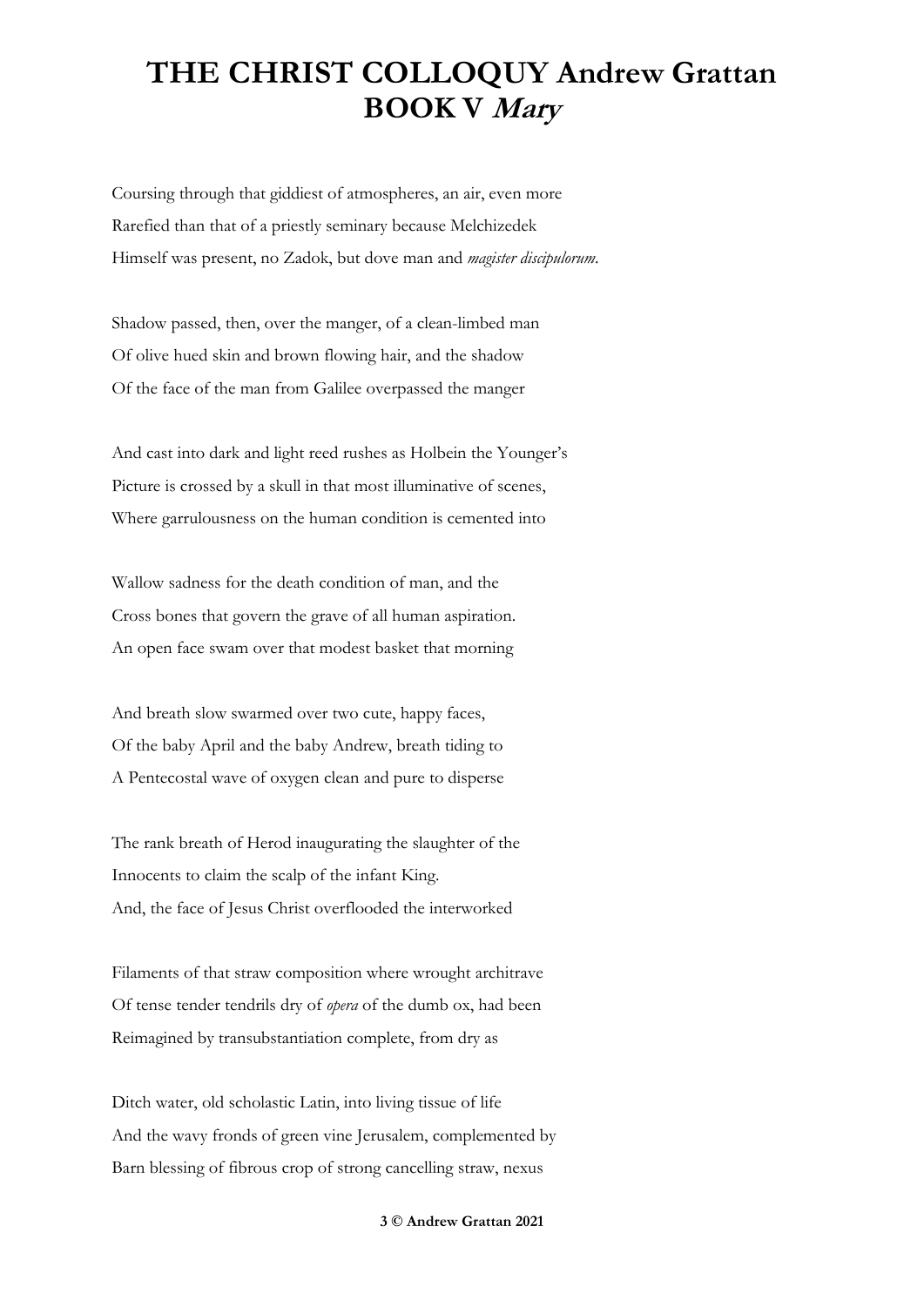# THE CHRIST COLLOQUY Andrew Grattan BOOK V *Mary*

Coursing through that giddiest of atmospheres, an air, even more
Rarefied than that of a priestly seminary because Melchizedek
Himself was present, no Zadok, but dove man and *magister discipulorum*.

Shadow passed, then, over the manger, of a clean-limbed man
Of olive hued skin and brown flowing hair, and the shadow
Of the face of the man from Galilee overpassed the manger

And cast into dark and light reed rushes as Holbein the Younger's
Picture is crossed by a skull in that most illuminative of scenes,
Where garrulousness on the human condition is cemented into

Wallow sadness for the death condition of man, and the
Cross bones that govern the grave of all human aspiration.
An open face swam over that modest basket that morning

And breath slow swarmed over two cute, happy faces,
Of the baby April and the baby Andrew, breath tiding to
A Pentecostal wave of oxygen clean and pure to disperse

The rank breath of Herod inaugurating the slaughter of the
Innocents to claim the scalp of the infant King.
And, the face of Jesus Christ overflooded the interworked

Filaments of that straw composition where wrought architrave
Of tense tender tendrils dry of *opera* of the dumb ox, had been
Reimagined by transubstantiation complete, from dry as

Ditch water, old scholastic Latin, into living tissue of life
And the wavy fronds of green vine Jerusalem, complemented by
Barn blessing of fibrous crop of strong cancelling straw, nexus

© Andrew Grattan 2021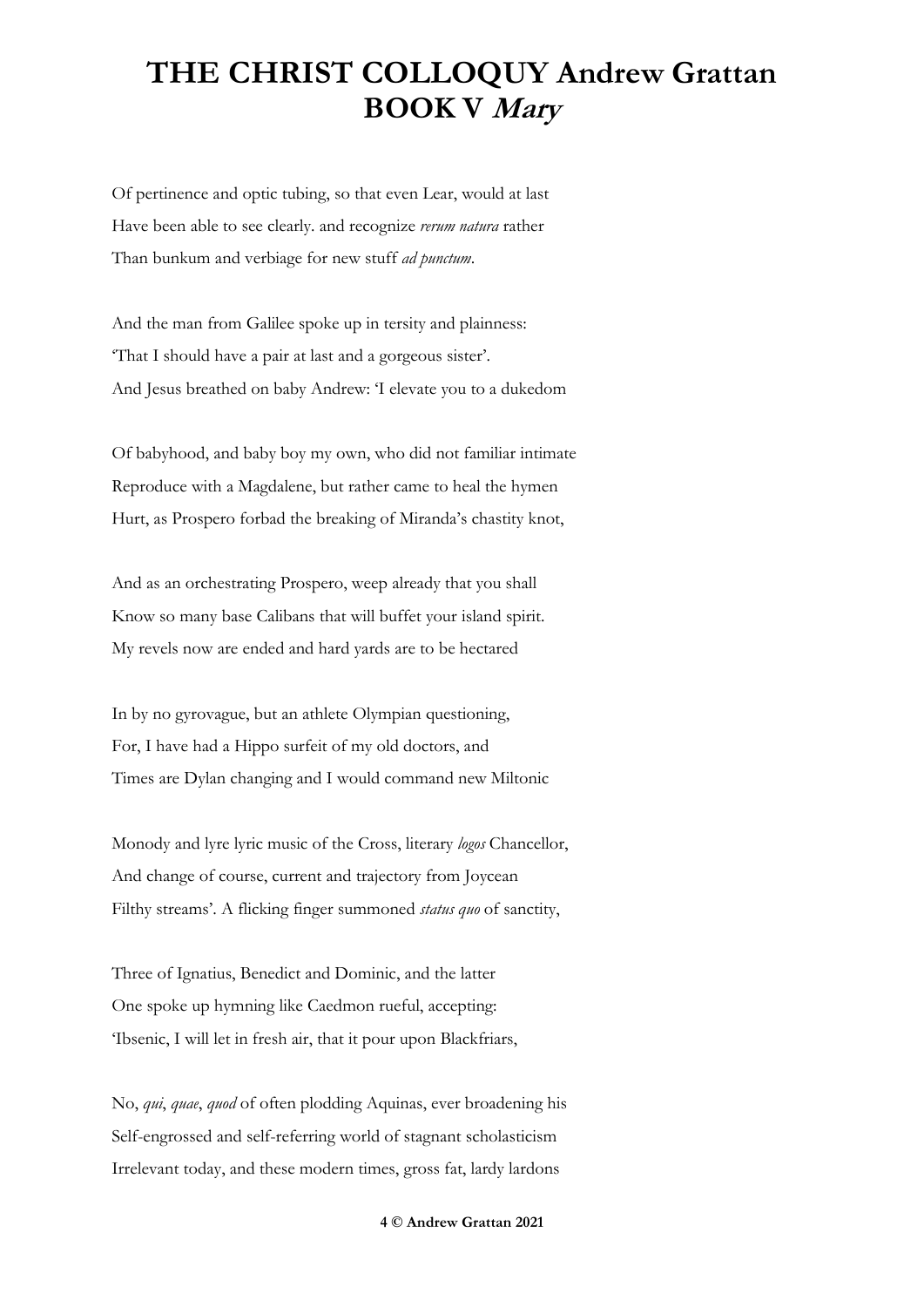# THE CHRIST COLLOQUY Andrew Grattan
## BOOK V *Mary*

Of pertinence and optic tubing, so that even Lear, would at last
Have been able to see clearly. and recognize *rerum natura* rather
Than bunkum and verbiage for new stuff *ad punctum*.

And the man from Galilee spoke up in tersity and plainness:
'That I should have a pair at last and a gorgeous sister'.
And Jesus breathed on baby Andrew: 'I elevate you to a dukedom

Of babyhood, and baby boy my own, who did not familiar intimate
Reproduce with a Magdalene, but rather came to heal the hymen
Hurt, as Prospero forbad the breaking of Miranda's chastity knot,

And as an orchestrating Prospero, weep already that you shall
Know so many base Calibans that will buffet your island spirit.
My revels now are ended and hard yards are to be hectared

In by no gyrovague, but an athlete Olympian questioning,
For, I have had a Hippo surfeit of my old doctors, and
Times are Dylan changing and I would command new Miltonic

Monody and lyre lyric music of the Cross, literary *logos* Chancellor,
And change of course, current and trajectory from Joycean
Filthy streams'. A flicking finger summoned *status quo* of sanctity,

Three of Ignatius, Benedict and Dominic, and the latter
One spoke up hymning like Caedmon rueful, accepting:
'Ibsenic, I will let in fresh air, that it pour upon Blackfriars,

No, *qui*, *quae*, *quod* of often plodding Aquinas, ever broadening his
Self-engrossed and self-referring world of stagnant scholasticism
Irrelevant today, and these modern times, gross fat, lardy lardons

**4 © Andrew Grattan 2021**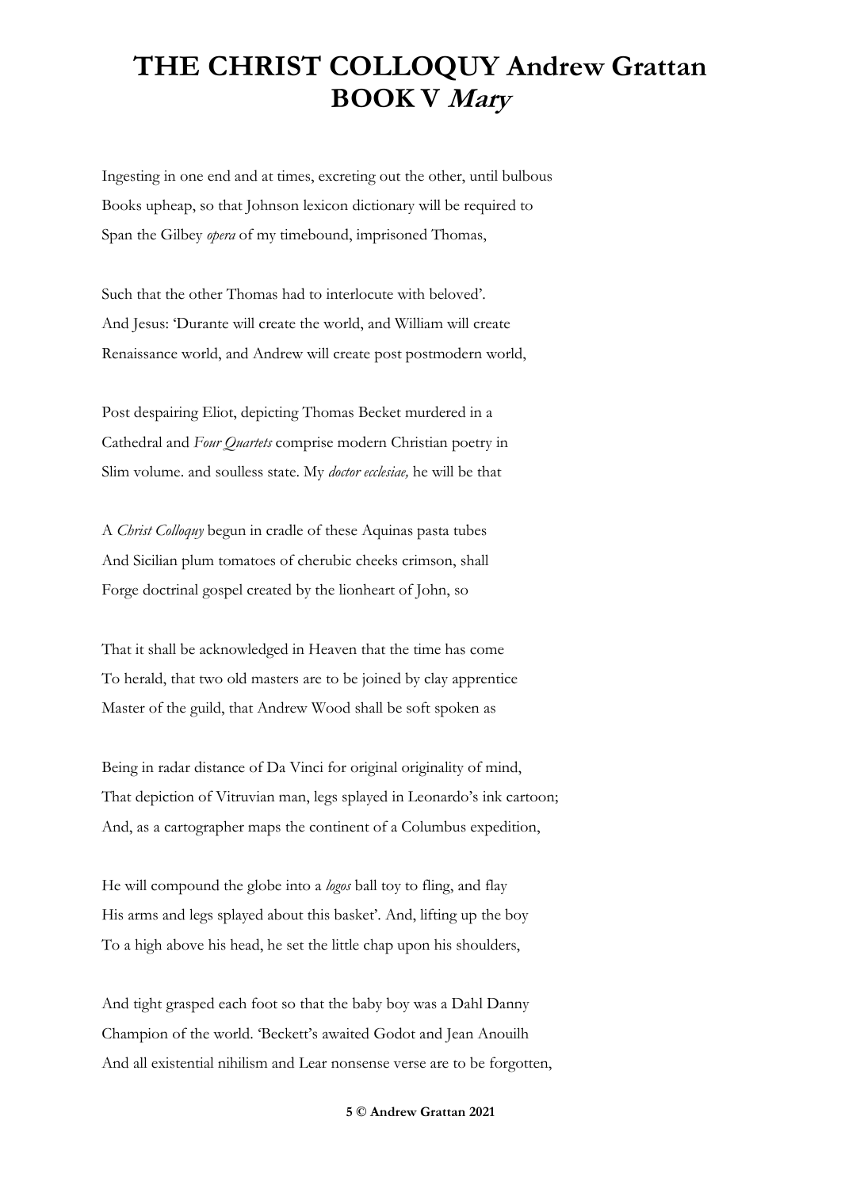# THE CHRIST COLLOQUY Andrew Grattan BOOK V *Mary*

Ingesting in one end and at times, excreting out the other, until bulbous
Books upheap, so that Johnson lexicon dictionary will be required to
Span the Gilbey *opera* of my timebound, imprisoned Thomas,

Such that the other Thomas had to interlocute with beloved'.
And Jesus: 'Durante will create the world, and William will create
Renaissance world, and Andrew will create post postmodern world,

Post despairing Eliot, depicting Thomas Becket murdered in a
Cathedral and *Four Quartets* comprise modern Christian poetry in
Slim volume. and soulless state. My *doctor ecclesiae,* he will be that

A *Christ Colloquy* begun in cradle of these Aquinas pasta tubes
And Sicilian plum tomatoes of cherubic cheeks crimson, shall
Forge doctrinal gospel created by the lionheart of John, so

That it shall be acknowledged in Heaven that the time has come
To herald, that two old masters are to be joined by clay apprentice
Master of the guild, that Andrew Wood shall be soft spoken as

Being in radar distance of Da Vinci for original originality of mind,
That depiction of Vitruvian man, legs splayed in Leonardo's ink cartoon;
And, as a cartographer maps the continent of a Columbus expedition,

He will compound the globe into a *logos* ball toy to fling, and flay
His arms and legs splayed about this basket'. And, lifting up the boy
To a high above his head, he set the little chap upon his shoulders,

And tight grasped each foot so that the baby boy was a Dahl Danny
Champion of the world. 'Beckett's awaited Godot and Jean Anouilh
And all existential nihilism and Lear nonsense verse are to be forgotten,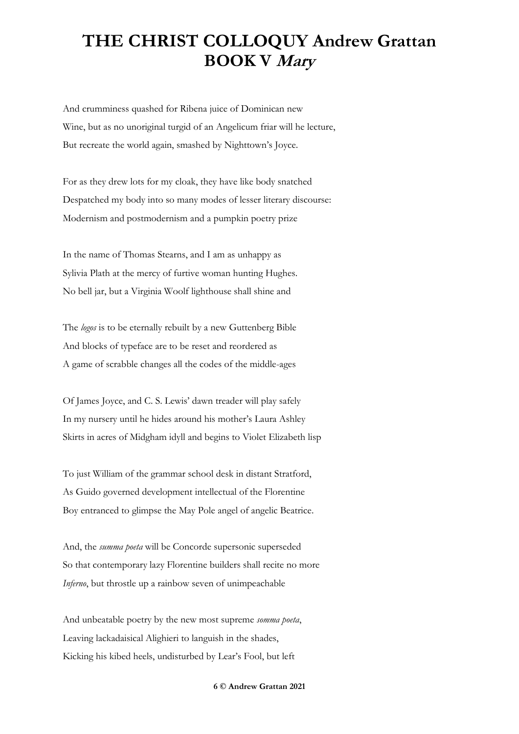# THE CHRIST COLLOQUY Andrew Grattan
## BOOK V *Mary*

And crumminess quashed for Ribena juice of Dominican new
Wine, but as no unoriginal turgid of an Angelicum friar will he lecture,
But recreate the world again, smashed by Nighttown's Joyce.

For as they drew lots for my cloak, they have like body snatched
Despatched my body into so many modes of lesser literary discourse:
Modernism and postmodernism and a pumpkin poetry prize

In the name of Thomas Stearns, and I am as unhappy as
Sylivia Plath at the mercy of furtive woman hunting Hughes.
No bell jar, but a Virginia Woolf lighthouse shall shine and

The *logos* is to be eternally rebuilt by a new Guttenberg Bible
And blocks of typeface are to be reset and reordered as
A game of scrabble changes all the codes of the middle-ages

Of James Joyce, and C. S. Lewis' dawn treader will play safely
In my nursery until he hides around his mother's Laura Ashley
Skirts in acres of Midgham idyll and begins to Violet Elizabeth lisp

To just William of the grammar school desk in distant Stratford,
As Guido governed development intellectual of the Florentine
Boy entranced to glimpse the May Pole angel of angelic Beatrice.

And, the *summa poeta* will be Concorde supersonic superseded
So that contemporary lazy Florentine builders shall recite no more
*Inferno*, but throstle up a rainbow seven of unimpeachable

And unbeatable poetry by the new most supreme *somma poeta*,
Leaving lackadaisical Alighieri to languish in the shades,
Kicking his kibed heels, undisturbed by Lear's Fool, but left

© Andrew Grattan 2021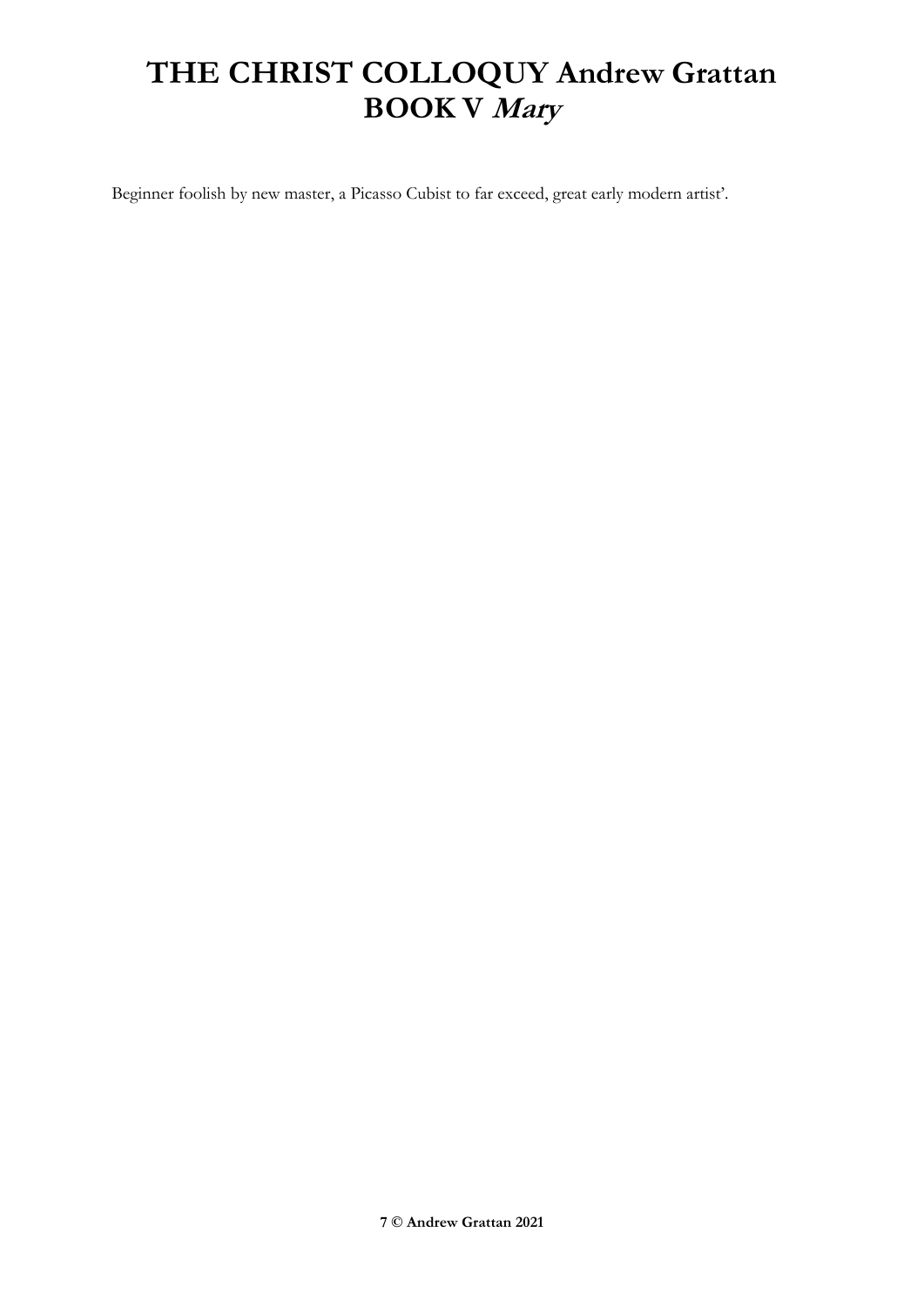# THE CHRIST COLLOQUY Andrew Grattan BOOK V *Mary*

Beginner foolish by new master, a Picasso Cubist to far exceed, great early modern artist'.